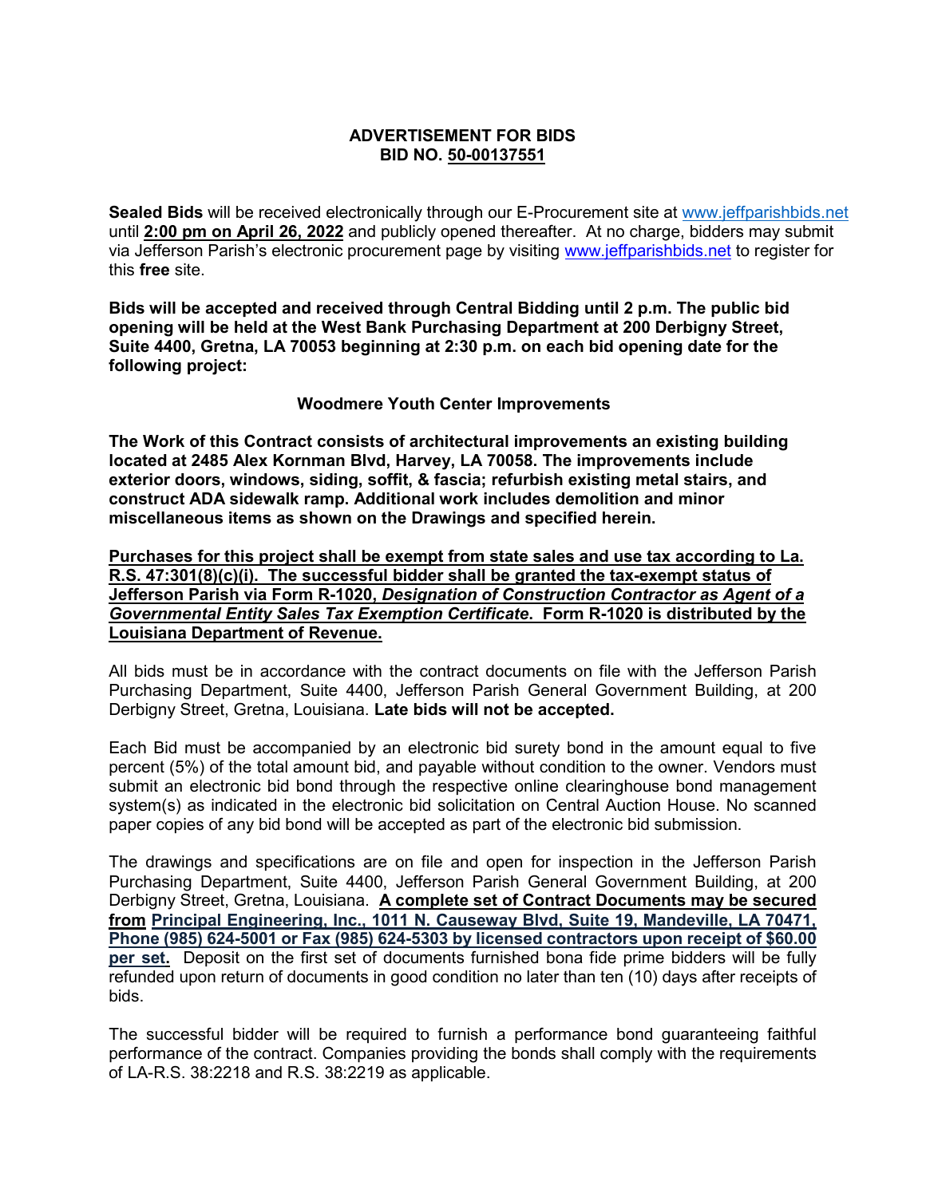# ADVERTISEMENT FOR BIDS
## BID NO. 50-00137551

**Sealed Bids** will be received electronically through our E-Procurement site at www.jeffparishbids.net until **2:00 pm on April 26, 2022** and publicly opened thereafter. At no charge, bidders may submit via Jefferson Parish's electronic procurement page by visiting www.jeffparishbids.net to register for this **free** site.

**Bids will be accepted and received through Central Bidding until 2 p.m. The public bid opening will be held at the West Bank Purchasing Department at 200 Derbigny Street, Suite 4400, Gretna, LA 70053 beginning at 2:30 p.m. on each bid opening date for the following project:**

**Woodmere Youth Center Improvements**

**The Work of this Contract consists of architectural improvements an existing building located at 2485 Alex Kornman Blvd, Harvey, LA 70058. The improvements include exterior doors, windows, siding, soffit, & fascia; refurbish existing metal stairs, and construct ADA sidewalk ramp. Additional work includes demolition and minor miscellaneous items as shown on the Drawings and specified herein.**

**Purchases for this project shall be exempt from state sales and use tax according to La. R.S. 47:301(8)(c)(i). The successful bidder shall be granted the tax-exempt status of Jefferson Parish via Form R-1020, *Designation of Construction Contractor as Agent of a Governmental Entity Sales Tax Exemption Certificate*. Form R-1020 is distributed by the Louisiana Department of Revenue.**

All bids must be in accordance with the contract documents on file with the Jefferson Parish Purchasing Department, Suite 4400, Jefferson Parish General Government Building, at 200 Derbigny Street, Gretna, Louisiana. **Late bids will not be accepted.**

Each Bid must be accompanied by an electronic bid surety bond in the amount equal to five percent (5%) of the total amount bid, and payable without condition to the owner. Vendors must submit an electronic bid bond through the respective online clearinghouse bond management system(s) as indicated in the electronic bid solicitation on Central Auction House. No scanned paper copies of any bid bond will be accepted as part of the electronic bid submission.

The drawings and specifications are on file and open for inspection in the Jefferson Parish Purchasing Department, Suite 4400, Jefferson Parish General Government Building, at 200 Derbigny Street, Gretna, Louisiana. **A complete set of Contract Documents may be secured from Principal Engineering, Inc., 1011 N. Causeway Blvd, Suite 19, Mandeville, LA 70471, Phone (985) 624-5001 or Fax (985) 624-5303 by licensed contractors upon receipt of $60.00 per set.** Deposit on the first set of documents furnished bona fide prime bidders will be fully refunded upon return of documents in good condition no later than ten (10) days after receipts of bids.

The successful bidder will be required to furnish a performance bond guaranteeing faithful performance of the contract. Companies providing the bonds shall comply with the requirements of LA-R.S. 38:2218 and R.S. 38:2219 as applicable.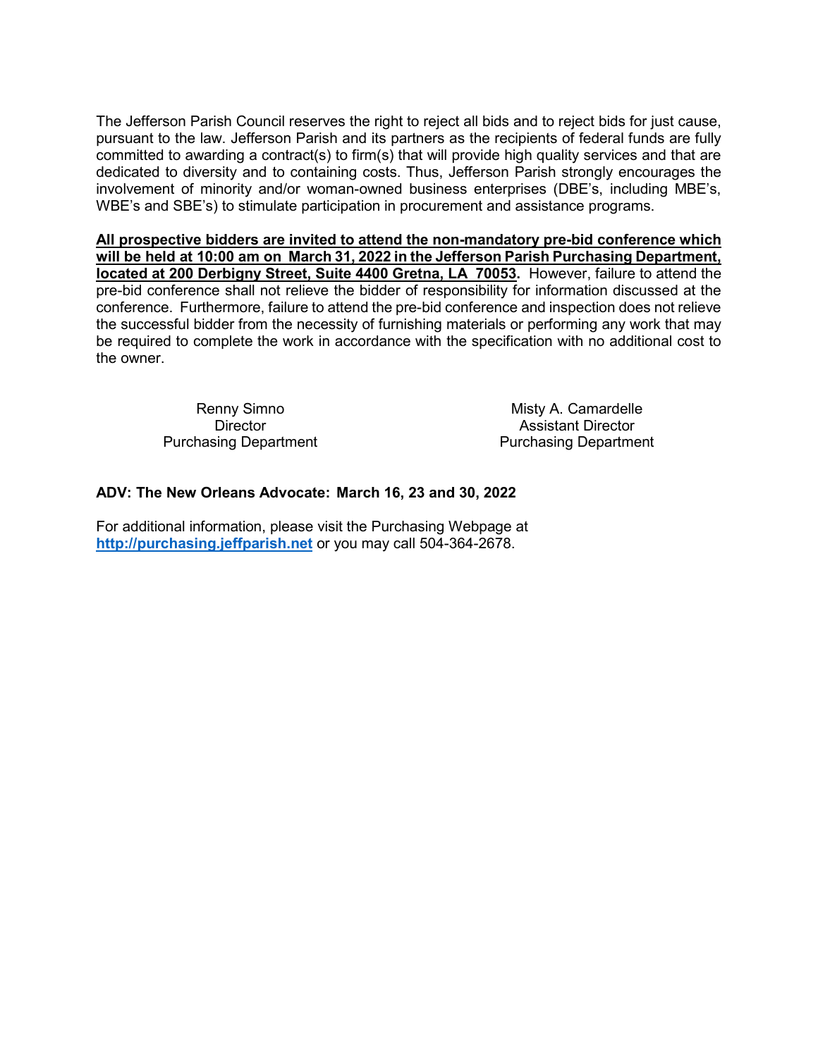The Jefferson Parish Council reserves the right to reject all bids and to reject bids for just cause, pursuant to the law. Jefferson Parish and its partners as the recipients of federal funds are fully committed to awarding a contract(s) to firm(s) that will provide high quality services and that are dedicated to diversity and to containing costs. Thus, Jefferson Parish strongly encourages the involvement of minority and/or woman-owned business enterprises (DBE's, including MBE's, WBE's and SBE's) to stimulate participation in procurement and assistance programs.

**All prospective bidders are invited to attend the non-mandatory pre-bid conference which will be held at 10:00 am on March 31, 2022 in the Jefferson Parish Purchasing Department, located at 200 Derbigny Street, Suite 4400 Gretna, LA 70053.** However, failure to attend the pre-bid conference shall not relieve the bidder of responsibility for information discussed at the conference. Furthermore, failure to attend the pre-bid conference and inspection does not relieve the successful bidder from the necessity of furnishing materials or performing any work that may be required to complete the work in accordance with the specification with no additional cost to the owner.

Renny Simno
Director
Purchasing Department

Misty A. Camardelle
Assistant Director
Purchasing Department

**ADV: The New Orleans Advocate: March 16, 23 and 30, 2022**

For additional information, please visit the Purchasing Webpage at **http://purchasing.jeffparish.net** or you may call 504-364-2678.